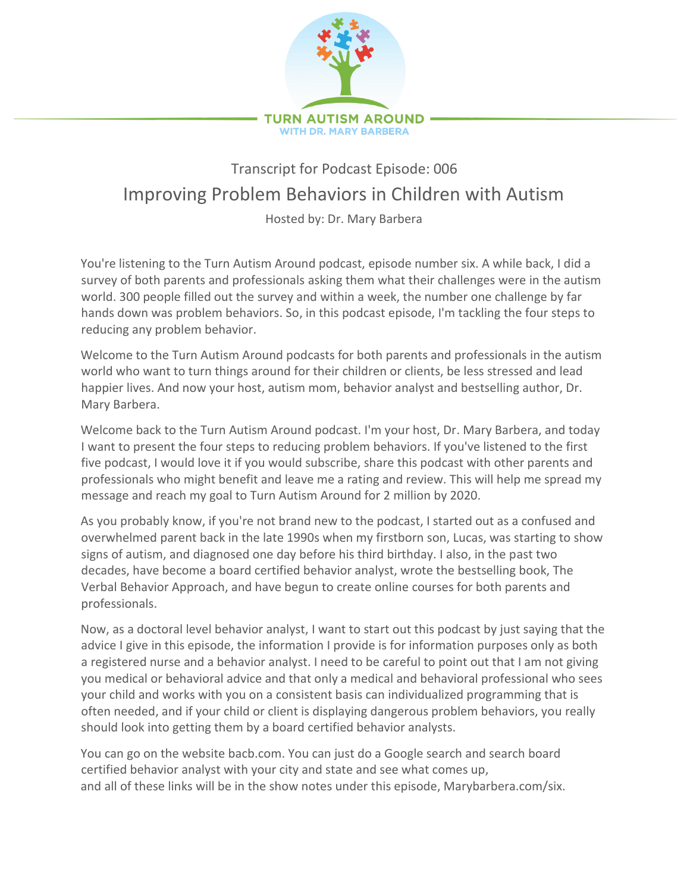TURN AUTISM AROUND
WITH DR. MARY BARBERA

Transcript for Podcast Episode: 006

# Improving Problem Behaviors in Children with Autism

Hosted by: Dr. Mary Barbera

You're listening to the Turn Autism Around podcast, episode number six. A while back, I did a survey of both parents and professionals asking them what their challenges were in the autism world. 300 people filled out the survey and within a week, the number one challenge by far hands down was problem behaviors. So, in this podcast episode, I'm tackling the four steps to reducing any problem behavior.

Welcome to the Turn Autism Around podcasts for both parents and professionals in the autism world who want to turn things around for their children or clients, be less stressed and lead happier lives. And now your host, autism mom, behavior analyst and bestselling author, Dr. Mary Barbera.

Welcome back to the Turn Autism Around podcast. I'm your host, Dr. Mary Barbera, and today I want to present the four steps to reducing problem behaviors. If you've listened to the first five podcast, I would love it if you would subscribe, share this podcast with other parents and professionals who might benefit and leave me a rating and review. This will help me spread my message and reach my goal to Turn Autism Around for 2 million by 2020.

As you probably know, if you're not brand new to the podcast, I started out as a confused and overwhelmed parent back in the late 1990s when my firstborn son, Lucas, was starting to show signs of autism, and diagnosed one day before his third birthday. I also, in the past two decades, have become a board certified behavior analyst, wrote the bestselling book, The Verbal Behavior Approach, and have begun to create online courses for both parents and professionals.

Now, as a doctoral level behavior analyst, I want to start out this podcast by just saying that the advice I give in this episode, the information I provide is for information purposes only as both a registered nurse and a behavior analyst. I need to be careful to point out that I am not giving you medical or behavioral advice and that only a medical and behavioral professional who sees your child and works with you on a consistent basis can individualized programming that is often needed, and if your child or client is displaying dangerous problem behaviors, you really should look into getting them by a board certified behavior analysts.

You can go on the website bacb.com. You can just do a Google search and search board certified behavior analyst with your city and state and see what comes up, and all of these links will be in the show notes under this episode, Marybarbera.com/six.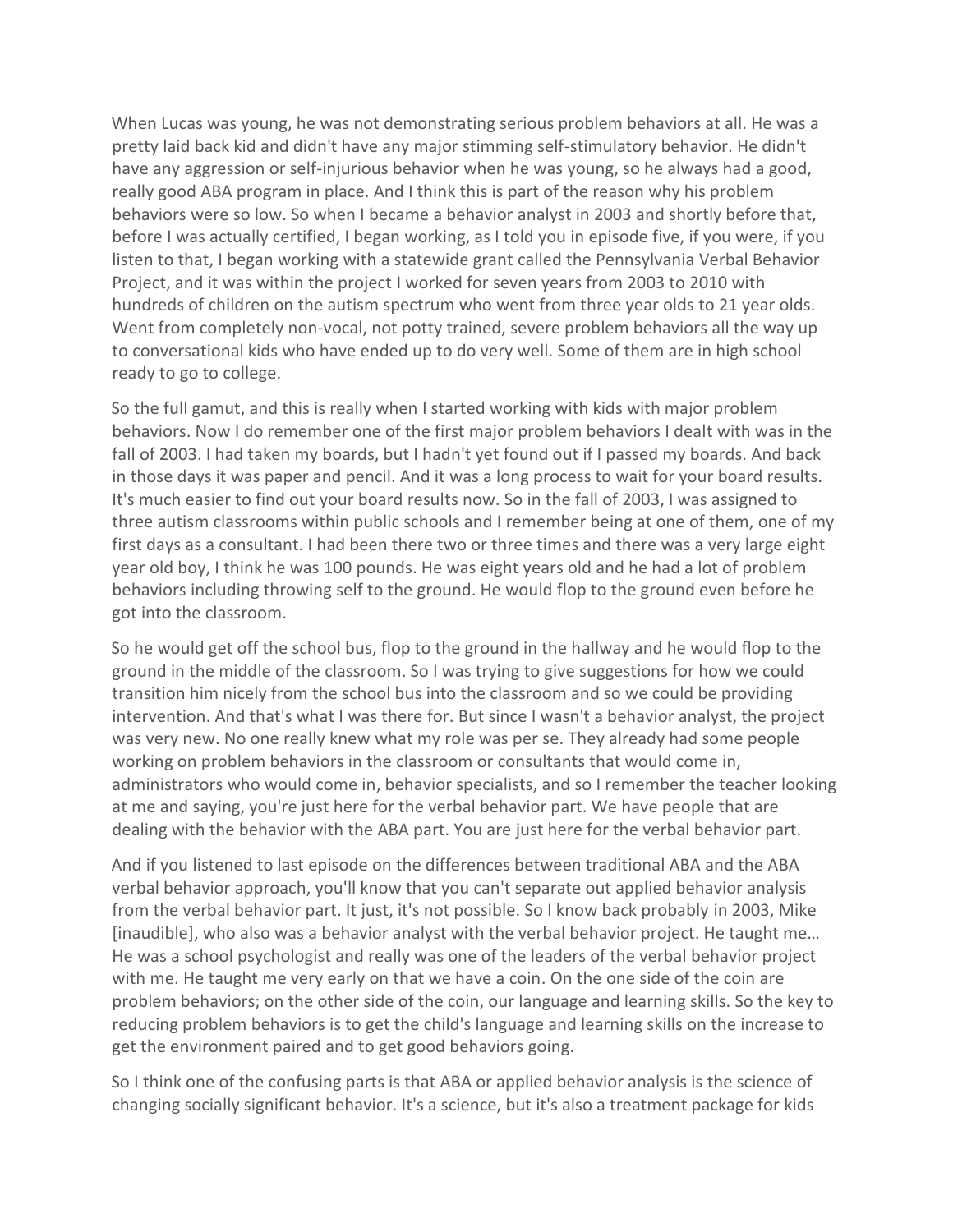When Lucas was young, he was not demonstrating serious problem behaviors at all. He was a pretty laid back kid and didn't have any major stimming self-stimulatory behavior. He didn't have any aggression or self-injurious behavior when he was young, so he always had a good, really good ABA program in place. And I think this is part of the reason why his problem behaviors were so low. So when I became a behavior analyst in 2003 and shortly before that, before I was actually certified, I began working, as I told you in episode five, if you were, if you listen to that, I began working with a statewide grant called the Pennsylvania Verbal Behavior Project, and it was within the project I worked for seven years from 2003 to 2010 with hundreds of children on the autism spectrum who went from three year olds to 21 year olds. Went from completely non-vocal, not potty trained, severe problem behaviors all the way up to conversational kids who have ended up to do very well. Some of them are in high school ready to go to college.

So the full gamut, and this is really when I started working with kids with major problem behaviors. Now I do remember one of the first major problem behaviors I dealt with was in the fall of 2003. I had taken my boards, but I hadn't yet found out if I passed my boards. And back in those days it was paper and pencil. And it was a long process to wait for your board results. It's much easier to find out your board results now. So in the fall of 2003, I was assigned to three autism classrooms within public schools and I remember being at one of them, one of my first days as a consultant. I had been there two or three times and there was a very large eight year old boy, I think he was 100 pounds. He was eight years old and he had a lot of problem behaviors including throwing self to the ground. He would flop to the ground even before he got into the classroom.

So he would get off the school bus, flop to the ground in the hallway and he would flop to the ground in the middle of the classroom. So I was trying to give suggestions for how we could transition him nicely from the school bus into the classroom and so we could be providing intervention. And that's what I was there for. But since I wasn't a behavior analyst, the project was very new. No one really knew what my role was per se. They already had some people working on problem behaviors in the classroom or consultants that would come in, administrators who would come in, behavior specialists, and so I remember the teacher looking at me and saying, you're just here for the verbal behavior part. We have people that are dealing with the behavior with the ABA part. You are just here for the verbal behavior part.

And if you listened to last episode on the differences between traditional ABA and the ABA verbal behavior approach, you'll know that you can't separate out applied behavior analysis from the verbal behavior part. It just, it's not possible. So I know back probably in 2003, Mike [inaudible], who also was a behavior analyst with the verbal behavior project. He taught me… He was a school psychologist and really was one of the leaders of the verbal behavior project with me. He taught me very early on that we have a coin. On the one side of the coin are problem behaviors; on the other side of the coin, our language and learning skills. So the key to reducing problem behaviors is to get the child's language and learning skills on the increase to get the environment paired and to get good behaviors going.

So I think one of the confusing parts is that ABA or applied behavior analysis is the science of changing socially significant behavior. It's a science, but it's also a treatment package for kids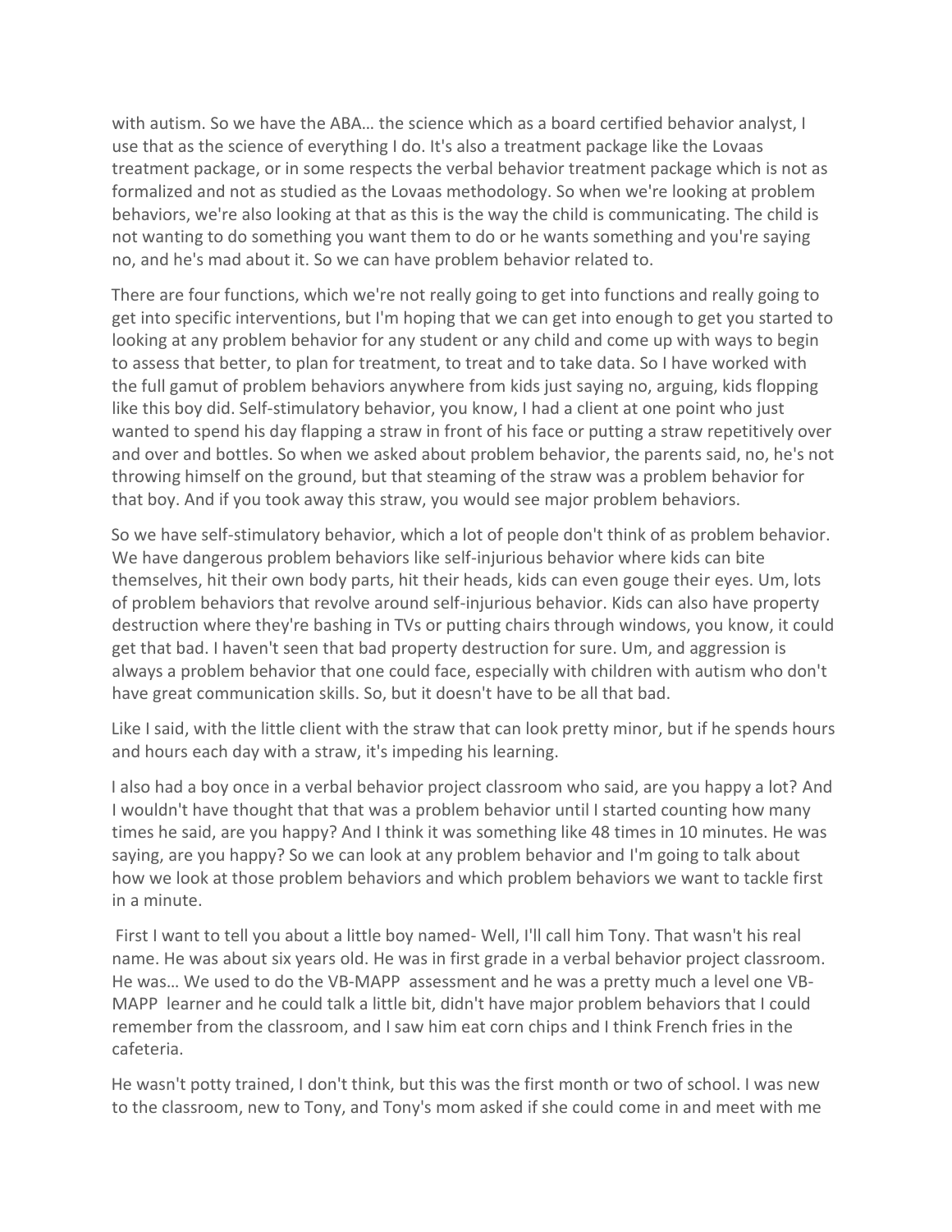with autism. So we have the ABA… the science which as a board certified behavior analyst, I use that as the science of everything I do. It's also a treatment package like the Lovaas treatment package, or in some respects the verbal behavior treatment package which is not as formalized and not as studied as the Lovaas methodology. So when we're looking at problem behaviors, we're also looking at that as this is the way the child is communicating. The child is not wanting to do something you want them to do or he wants something and you're saying no, and he's mad about it. So we can have problem behavior related to.

There are four functions, which we're not really going to get into functions and really going to get into specific interventions, but I'm hoping that we can get into enough to get you started to looking at any problem behavior for any student or any child and come up with ways to begin to assess that better, to plan for treatment, to treat and to take data. So I have worked with the full gamut of problem behaviors anywhere from kids just saying no, arguing, kids flopping like this boy did. Self-stimulatory behavior, you know, I had a client at one point who just wanted to spend his day flapping a straw in front of his face or putting a straw repetitively over and over and bottles. So when we asked about problem behavior, the parents said, no, he's not throwing himself on the ground, but that steaming of the straw was a problem behavior for that boy. And if you took away this straw, you would see major problem behaviors.

So we have self-stimulatory behavior, which a lot of people don't think of as problem behavior. We have dangerous problem behaviors like self-injurious behavior where kids can bite themselves, hit their own body parts, hit their heads, kids can even gouge their eyes. Um, lots of problem behaviors that revolve around self-injurious behavior. Kids can also have property destruction where they're bashing in TVs or putting chairs through windows, you know, it could get that bad. I haven't seen that bad property destruction for sure. Um, and aggression is always a problem behavior that one could face, especially with children with autism who don't have great communication skills. So, but it doesn't have to be all that bad.

Like I said, with the little client with the straw that can look pretty minor, but if he spends hours and hours each day with a straw, it's impeding his learning.

I also had a boy once in a verbal behavior project classroom who said, are you happy a lot? And I wouldn't have thought that that was a problem behavior until I started counting how many times he said, are you happy? And I think it was something like 48 times in 10 minutes. He was saying, are you happy? So we can look at any problem behavior and I'm going to talk about how we look at those problem behaviors and which problem behaviors we want to tackle first in a minute.

First I want to tell you about a little boy named- Well, I'll call him Tony. That wasn't his real name. He was about six years old. He was in first grade in a verbal behavior project classroom. He was… We used to do the VB-MAPP assessment and he was a pretty much a level one VB-MAPP learner and he could talk a little bit, didn't have major problem behaviors that I could remember from the classroom, and I saw him eat corn chips and I think French fries in the cafeteria.

He wasn't potty trained, I don't think, but this was the first month or two of school. I was new to the classroom, new to Tony, and Tony's mom asked if she could come in and meet with me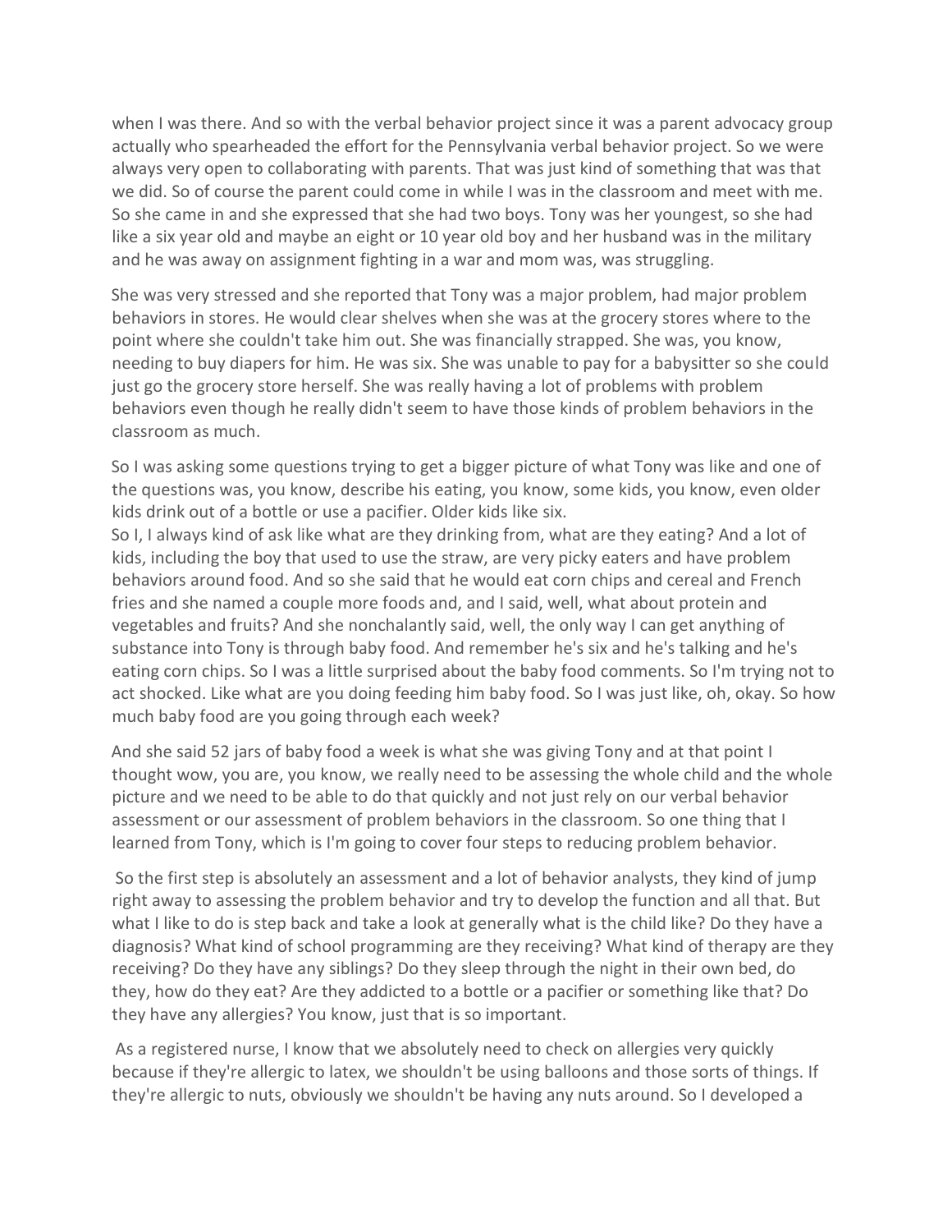when I was there. And so with the verbal behavior project since it was a parent advocacy group actually who spearheaded the effort for the Pennsylvania verbal behavior project. So we were always very open to collaborating with parents. That was just kind of something that was that we did. So of course the parent could come in while I was in the classroom and meet with me. So she came in and she expressed that she had two boys. Tony was her youngest, so she had like a six year old and maybe an eight or 10 year old boy and her husband was in the military and he was away on assignment fighting in a war and mom was, was struggling.

She was very stressed and she reported that Tony was a major problem, had major problem behaviors in stores. He would clear shelves when she was at the grocery stores where to the point where she couldn't take him out. She was financially strapped. She was, you know, needing to buy diapers for him. He was six. She was unable to pay for a babysitter so she could just go the grocery store herself. She was really having a lot of problems with problem behaviors even though he really didn't seem to have those kinds of problem behaviors in the classroom as much.

So I was asking some questions trying to get a bigger picture of what Tony was like and one of the questions was, you know, describe his eating, you know, some kids, you know, even older kids drink out of a bottle or use a pacifier. Older kids like six.
So I, I always kind of ask like what are they drinking from, what are they eating? And a lot of kids, including the boy that used to use the straw, are very picky eaters and have problem behaviors around food. And so she said that he would eat corn chips and cereal and French fries and she named a couple more foods and, and I said, well, what about protein and vegetables and fruits? And she nonchalantly said, well, the only way I can get anything of substance into Tony is through baby food. And remember he's six and he's talking and he's eating corn chips. So I was a little surprised about the baby food comments. So I'm trying not to act shocked. Like what are you doing feeding him baby food. So I was just like, oh, okay. So how much baby food are you going through each week?

And she said 52 jars of baby food a week is what she was giving Tony and at that point I thought wow, you are, you know, we really need to be assessing the whole child and the whole picture and we need to be able to do that quickly and not just rely on our verbal behavior assessment or our assessment of problem behaviors in the classroom. So one thing that I learned from Tony, which is I'm going to cover four steps to reducing problem behavior.

So the first step is absolutely an assessment and a lot of behavior analysts, they kind of jump right away to assessing the problem behavior and try to develop the function and all that. But what I like to do is step back and take a look at generally what is the child like? Do they have a diagnosis? What kind of school programming are they receiving? What kind of therapy are they receiving? Do they have any siblings? Do they sleep through the night in their own bed, do they, how do they eat? Are they addicted to a bottle or a pacifier or something like that? Do they have any allergies? You know, just that is so important.

As a registered nurse, I know that we absolutely need to check on allergies very quickly because if they're allergic to latex, we shouldn't be using balloons and those sorts of things. If they're allergic to nuts, obviously we shouldn't be having any nuts around. So I developed a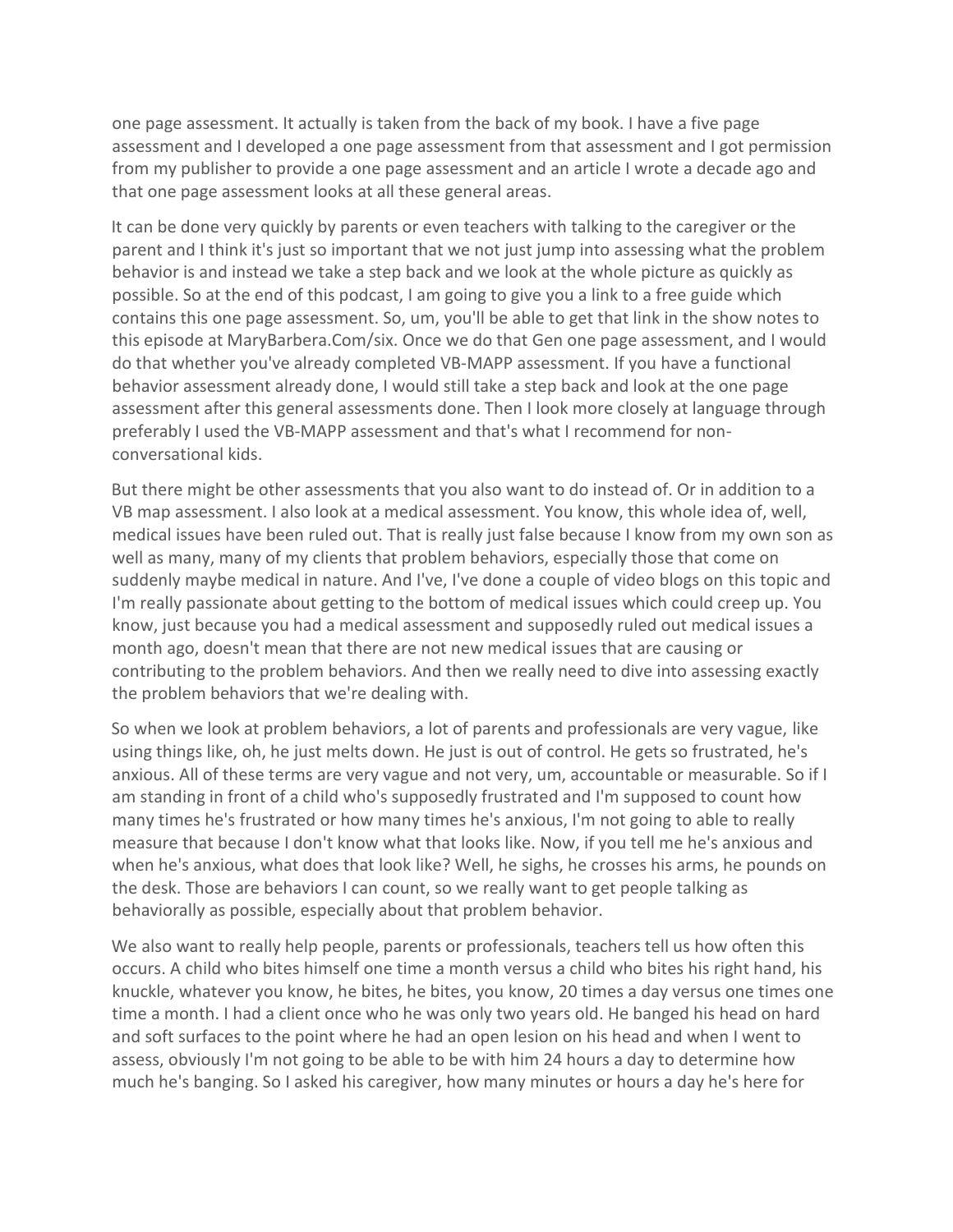one page assessment. It actually is taken from the back of my book. I have a five page assessment and I developed a one page assessment from that assessment and I got permission from my publisher to provide a one page assessment and an article I wrote a decade ago and that one page assessment looks at all these general areas.

It can be done very quickly by parents or even teachers with talking to the caregiver or the parent and I think it's just so important that we not just jump into assessing what the problem behavior is and instead we take a step back and we look at the whole picture as quickly as possible. So at the end of this podcast, I am going to give you a link to a free guide which contains this one page assessment. So, um, you'll be able to get that link in the show notes to this episode at MaryBarbera.Com/six. Once we do that Gen one page assessment, and I would do that whether you've already completed VB-MAPP assessment. If you have a functional behavior assessment already done, I would still take a step back and look at the one page assessment after this general assessments done. Then I look more closely at language through preferably I used the VB-MAPP assessment and that's what I recommend for non-conversational kids.

But there might be other assessments that you also want to do instead of. Or in addition to a VB map assessment. I also look at a medical assessment. You know, this whole idea of, well, medical issues have been ruled out. That is really just false because I know from my own son as well as many, many of my clients that problem behaviors, especially those that come on suddenly maybe medical in nature. And I've, I've done a couple of video blogs on this topic and I'm really passionate about getting to the bottom of medical issues which could creep up. You know, just because you had a medical assessment and supposedly ruled out medical issues a month ago, doesn't mean that there are not new medical issues that are causing or contributing to the problem behaviors. And then we really need to dive into assessing exactly the problem behaviors that we're dealing with.

So when we look at problem behaviors, a lot of parents and professionals are very vague, like using things like, oh, he just melts down. He just is out of control. He gets so frustrated, he's anxious. All of these terms are very vague and not very, um, accountable or measurable. So if I am standing in front of a child who's supposedly frustrated and I'm supposed to count how many times he's frustrated or how many times he's anxious, I'm not going to able to really measure that because I don't know what that looks like. Now, if you tell me he's anxious and when he's anxious, what does that look like? Well, he sighs, he crosses his arms, he pounds on the desk. Those are behaviors I can count, so we really want to get people talking as behaviorally as possible, especially about that problem behavior.

We also want to really help people, parents or professionals, teachers tell us how often this occurs. A child who bites himself one time a month versus a child who bites his right hand, his knuckle, whatever you know, he bites, he bites, you know, 20 times a day versus one times one time a month. I had a client once who he was only two years old. He banged his head on hard and soft surfaces to the point where he had an open lesion on his head and when I went to assess, obviously I'm not going to be able to be with him 24 hours a day to determine how much he's banging. So I asked his caregiver, how many minutes or hours a day he's here for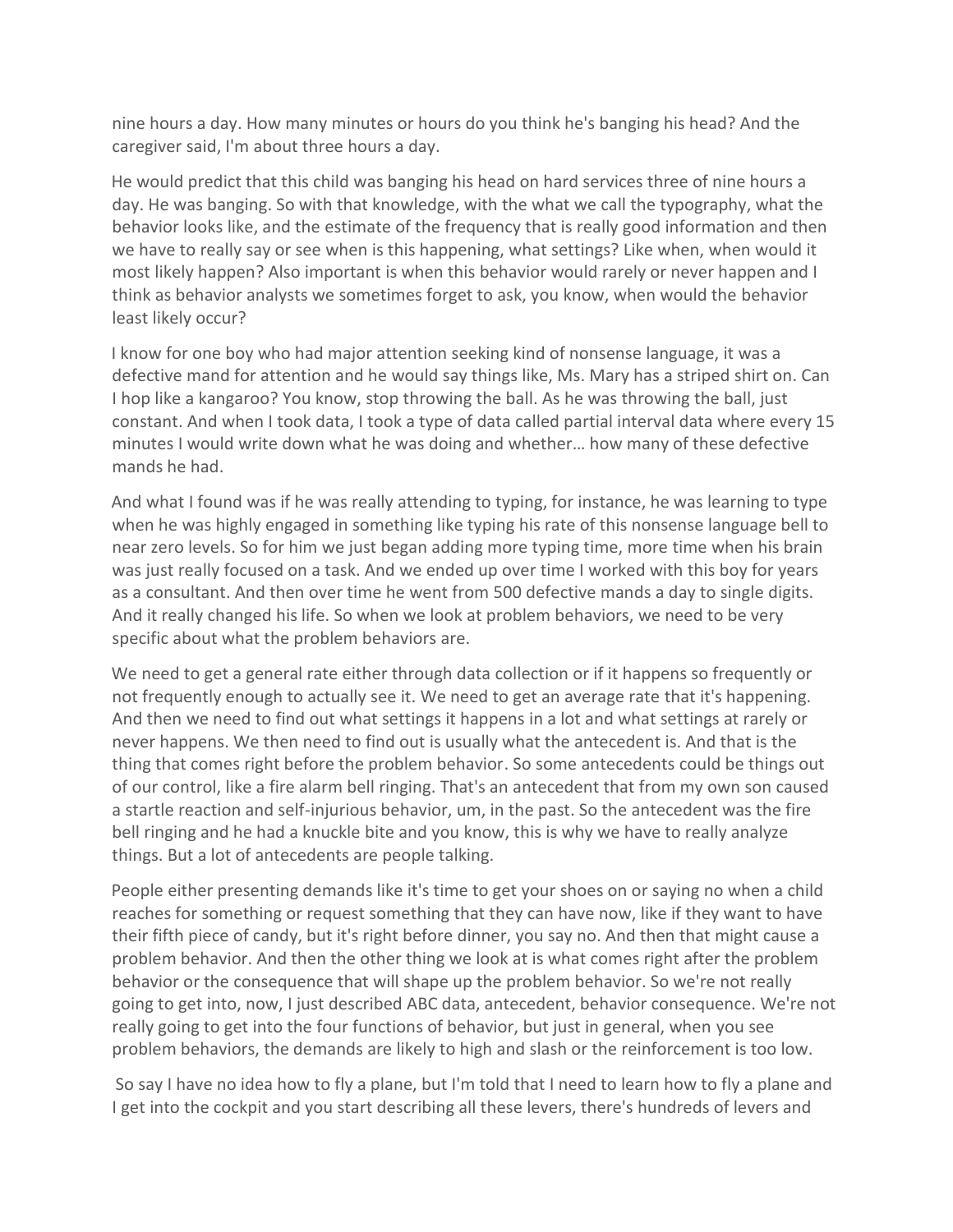nine hours a day. How many minutes or hours do you think he's banging his head? And the caregiver said, I'm about three hours a day.

He would predict that this child was banging his head on hard services three of nine hours a day. He was banging. So with that knowledge, with the what we call the typography, what the behavior looks like, and the estimate of the frequency that is really good information and then we have to really say or see when is this happening, what settings? Like when, when would it most likely happen? Also important is when this behavior would rarely or never happen and I think as behavior analysts we sometimes forget to ask, you know, when would the behavior least likely occur?

I know for one boy who had major attention seeking kind of nonsense language, it was a defective mand for attention and he would say things like, Ms. Mary has a striped shirt on. Can I hop like a kangaroo? You know, stop throwing the ball. As he was throwing the ball, just constant. And when I took data, I took a type of data called partial interval data where every 15 minutes I would write down what he was doing and whether… how many of these defective mands he had.

And what I found was if he was really attending to typing, for instance, he was learning to type when he was highly engaged in something like typing his rate of this nonsense language bell to near zero levels. So for him we just began adding more typing time, more time when his brain was just really focused on a task. And we ended up over time I worked with this boy for years as a consultant. And then over time he went from 500 defective mands a day to single digits. And it really changed his life. So when we look at problem behaviors, we need to be very specific about what the problem behaviors are.

We need to get a general rate either through data collection or if it happens so frequently or not frequently enough to actually see it. We need to get an average rate that it's happening. And then we need to find out what settings it happens in a lot and what settings at rarely or never happens. We then need to find out is usually what the antecedent is. And that is the thing that comes right before the problem behavior. So some antecedents could be things out of our control, like a fire alarm bell ringing. That's an antecedent that from my own son caused a startle reaction and self-injurious behavior, um, in the past. So the antecedent was the fire bell ringing and he had a knuckle bite and you know, this is why we have to really analyze things. But a lot of antecedents are people talking.

People either presenting demands like it's time to get your shoes on or saying no when a child reaches for something or request something that they can have now, like if they want to have their fifth piece of candy, but it's right before dinner, you say no. And then that might cause a problem behavior. And then the other thing we look at is what comes right after the problem behavior or the consequence that will shape up the problem behavior. So we're not really going to get into, now, I just described ABC data, antecedent, behavior consequence. We're not really going to get into the four functions of behavior, but just in general, when you see problem behaviors, the demands are likely to high and slash or the reinforcement is too low.

So say I have no idea how to fly a plane, but I'm told that I need to learn how to fly a plane and I get into the cockpit and you start describing all these levers, there's hundreds of levers and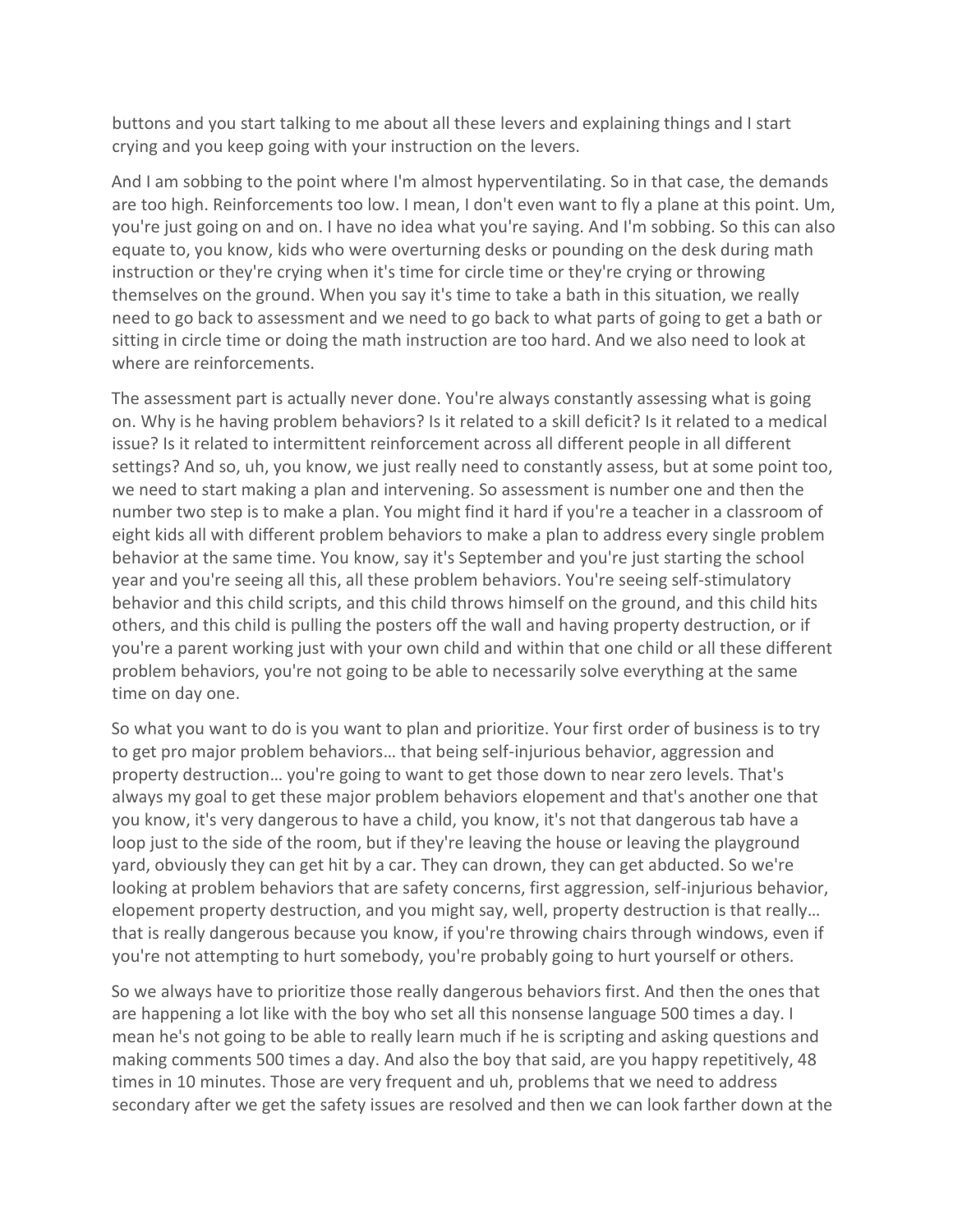buttons and you start talking to me about all these levers and explaining things and I start crying and you keep going with your instruction on the levers.

And I am sobbing to the point where I'm almost hyperventilating. So in that case, the demands are too high. Reinforcements too low. I mean, I don't even want to fly a plane at this point. Um, you're just going on and on. I have no idea what you're saying. And I'm sobbing. So this can also equate to, you know, kids who were overturning desks or pounding on the desk during math instruction or they're crying when it's time for circle time or they're crying or throwing themselves on the ground. When you say it's time to take a bath in this situation, we really need to go back to assessment and we need to go back to what parts of going to get a bath or sitting in circle time or doing the math instruction are too hard. And we also need to look at where are reinforcements.

The assessment part is actually never done. You're always constantly assessing what is going on. Why is he having problem behaviors? Is it related to a skill deficit? Is it related to a medical issue? Is it related to intermittent reinforcement across all different people in all different settings? And so, uh, you know, we just really need to constantly assess, but at some point too, we need to start making a plan and intervening. So assessment is number one and then the number two step is to make a plan. You might find it hard if you're a teacher in a classroom of eight kids all with different problem behaviors to make a plan to address every single problem behavior at the same time. You know, say it's September and you're just starting the school year and you're seeing all this, all these problem behaviors. You're seeing self-stimulatory behavior and this child scripts, and this child throws himself on the ground, and this child hits others, and this child is pulling the posters off the wall and having property destruction, or if you're a parent working just with your own child and within that one child or all these different problem behaviors, you're not going to be able to necessarily solve everything at the same time on day one.

So what you want to do is you want to plan and prioritize. Your first order of business is to try to get pro major problem behaviors… that being self-injurious behavior, aggression and property destruction… you're going to want to get those down to near zero levels. That's always my goal to get these major problem behaviors elopement and that's another one that you know, it's very dangerous to have a child, you know, it's not that dangerous tab have a loop just to the side of the room, but if they're leaving the house or leaving the playground yard, obviously they can get hit by a car. They can drown, they can get abducted. So we're looking at problem behaviors that are safety concerns, first aggression, self-injurious behavior, elopement property destruction, and you might say, well, property destruction is that really… that is really dangerous because you know, if you're throwing chairs through windows, even if you're not attempting to hurt somebody, you're probably going to hurt yourself or others.

So we always have to prioritize those really dangerous behaviors first. And then the ones that are happening a lot like with the boy who set all this nonsense language 500 times a day. I mean he's not going to be able to really learn much if he is scripting and asking questions and making comments 500 times a day. And also the boy that said, are you happy repetitively, 48 times in 10 minutes. Those are very frequent and uh, problems that we need to address secondary after we get the safety issues are resolved and then we can look farther down at the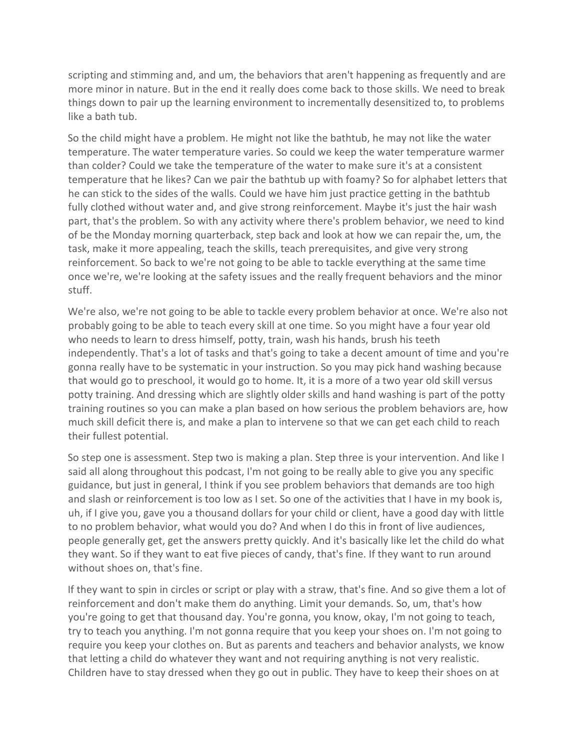scripting and stimming and, and um, the behaviors that aren't happening as frequently and are more minor in nature. But in the end it really does come back to those skills. We need to break things down to pair up the learning environment to incrementally desensitized to, to problems like a bath tub.

So the child might have a problem. He might not like the bathtub, he may not like the water temperature. The water temperature varies. So could we keep the water temperature warmer than colder? Could we take the temperature of the water to make sure it's at a consistent temperature that he likes? Can we pair the bathtub up with foamy? So for alphabet letters that he can stick to the sides of the walls. Could we have him just practice getting in the bathtub fully clothed without water and, and give strong reinforcement. Maybe it's just the hair wash part, that's the problem. So with any activity where there's problem behavior, we need to kind of be the Monday morning quarterback, step back and look at how we can repair the, um, the task, make it more appealing, teach the skills, teach prerequisites, and give very strong reinforcement. So back to we're not going to be able to tackle everything at the same time once we're, we're looking at the safety issues and the really frequent behaviors and the minor stuff.

We're also, we're not going to be able to tackle every problem behavior at once. We're also not probably going to be able to teach every skill at one time. So you might have a four year old who needs to learn to dress himself, potty, train, wash his hands, brush his teeth independently. That's a lot of tasks and that's going to take a decent amount of time and you're gonna really have to be systematic in your instruction. So you may pick hand washing because that would go to preschool, it would go to home. It, it is a more of a two year old skill versus potty training. And dressing which are slightly older skills and hand washing is part of the potty training routines so you can make a plan based on how serious the problem behaviors are, how much skill deficit there is, and make a plan to intervene so that we can get each child to reach their fullest potential.

So step one is assessment. Step two is making a plan. Step three is your intervention. And like I said all along throughout this podcast, I'm not going to be really able to give you any specific guidance, but just in general, I think if you see problem behaviors that demands are too high and slash or reinforcement is too low as I set. So one of the activities that I have in my book is, uh, if I give you, gave you a thousand dollars for your child or client, have a good day with little to no problem behavior, what would you do? And when I do this in front of live audiences, people generally get, get the answers pretty quickly. And it's basically like let the child do what they want. So if they want to eat five pieces of candy, that's fine. If they want to run around without shoes on, that's fine.

If they want to spin in circles or script or play with a straw, that's fine. And so give them a lot of reinforcement and don't make them do anything. Limit your demands. So, um, that's how you're going to get that thousand day. You're gonna, you know, okay, I'm not going to teach, try to teach you anything. I'm not gonna require that you keep your shoes on. I'm not going to require you keep your clothes on. But as parents and teachers and behavior analysts, we know that letting a child do whatever they want and not requiring anything is not very realistic. Children have to stay dressed when they go out in public. They have to keep their shoes on at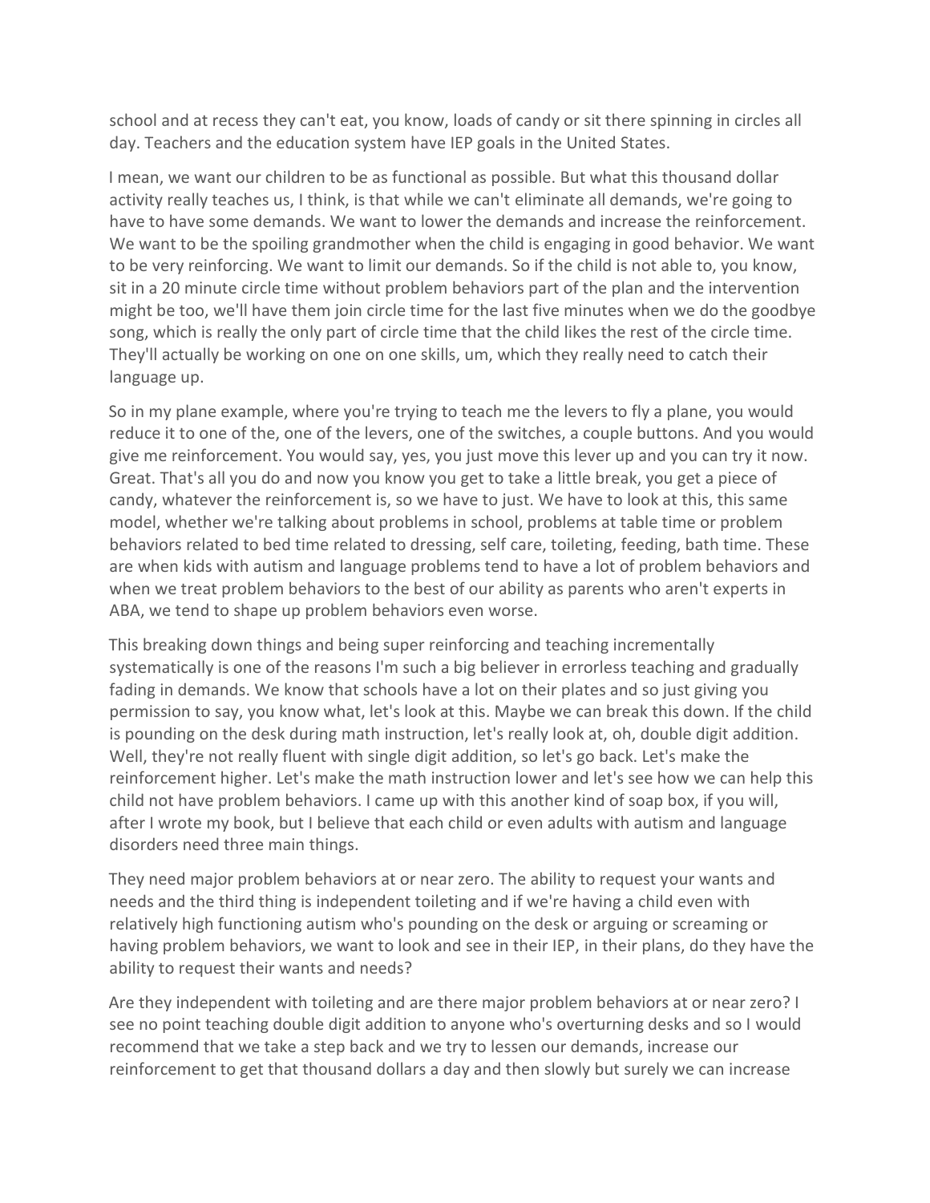school and at recess they can't eat, you know, loads of candy or sit there spinning in circles all day. Teachers and the education system have IEP goals in the United States.

I mean, we want our children to be as functional as possible. But what this thousand dollar activity really teaches us, I think, is that while we can't eliminate all demands, we're going to have to have some demands. We want to lower the demands and increase the reinforcement. We want to be the spoiling grandmother when the child is engaging in good behavior. We want to be very reinforcing. We want to limit our demands. So if the child is not able to, you know, sit in a 20 minute circle time without problem behaviors part of the plan and the intervention might be too, we'll have them join circle time for the last five minutes when we do the goodbye song, which is really the only part of circle time that the child likes the rest of the circle time. They'll actually be working on one on one skills, um, which they really need to catch their language up.

So in my plane example, where you're trying to teach me the levers to fly a plane, you would reduce it to one of the, one of the levers, one of the switches, a couple buttons. And you would give me reinforcement. You would say, yes, you just move this lever up and you can try it now. Great. That's all you do and now you know you get to take a little break, you get a piece of candy, whatever the reinforcement is, so we have to just. We have to look at this, this same model, whether we're talking about problems in school, problems at table time or problem behaviors related to bed time related to dressing, self care, toileting, feeding, bath time. These are when kids with autism and language problems tend to have a lot of problem behaviors and when we treat problem behaviors to the best of our ability as parents who aren't experts in ABA, we tend to shape up problem behaviors even worse.

This breaking down things and being super reinforcing and teaching incrementally systematically is one of the reasons I'm such a big believer in errorless teaching and gradually fading in demands. We know that schools have a lot on their plates and so just giving you permission to say, you know what, let's look at this. Maybe we can break this down. If the child is pounding on the desk during math instruction, let's really look at, oh, double digit addition. Well, they're not really fluent with single digit addition, so let's go back. Let's make the reinforcement higher. Let's make the math instruction lower and let's see how we can help this child not have problem behaviors. I came up with this another kind of soap box, if you will, after I wrote my book, but I believe that each child or even adults with autism and language disorders need three main things.

They need major problem behaviors at or near zero. The ability to request your wants and needs and the third thing is independent toileting and if we're having a child even with relatively high functioning autism who's pounding on the desk or arguing or screaming or having problem behaviors, we want to look and see in their IEP, in their plans, do they have the ability to request their wants and needs?

Are they independent with toileting and are there major problem behaviors at or near zero? I see no point teaching double digit addition to anyone who's overturning desks and so I would recommend that we take a step back and we try to lessen our demands, increase our reinforcement to get that thousand dollars a day and then slowly but surely we can increase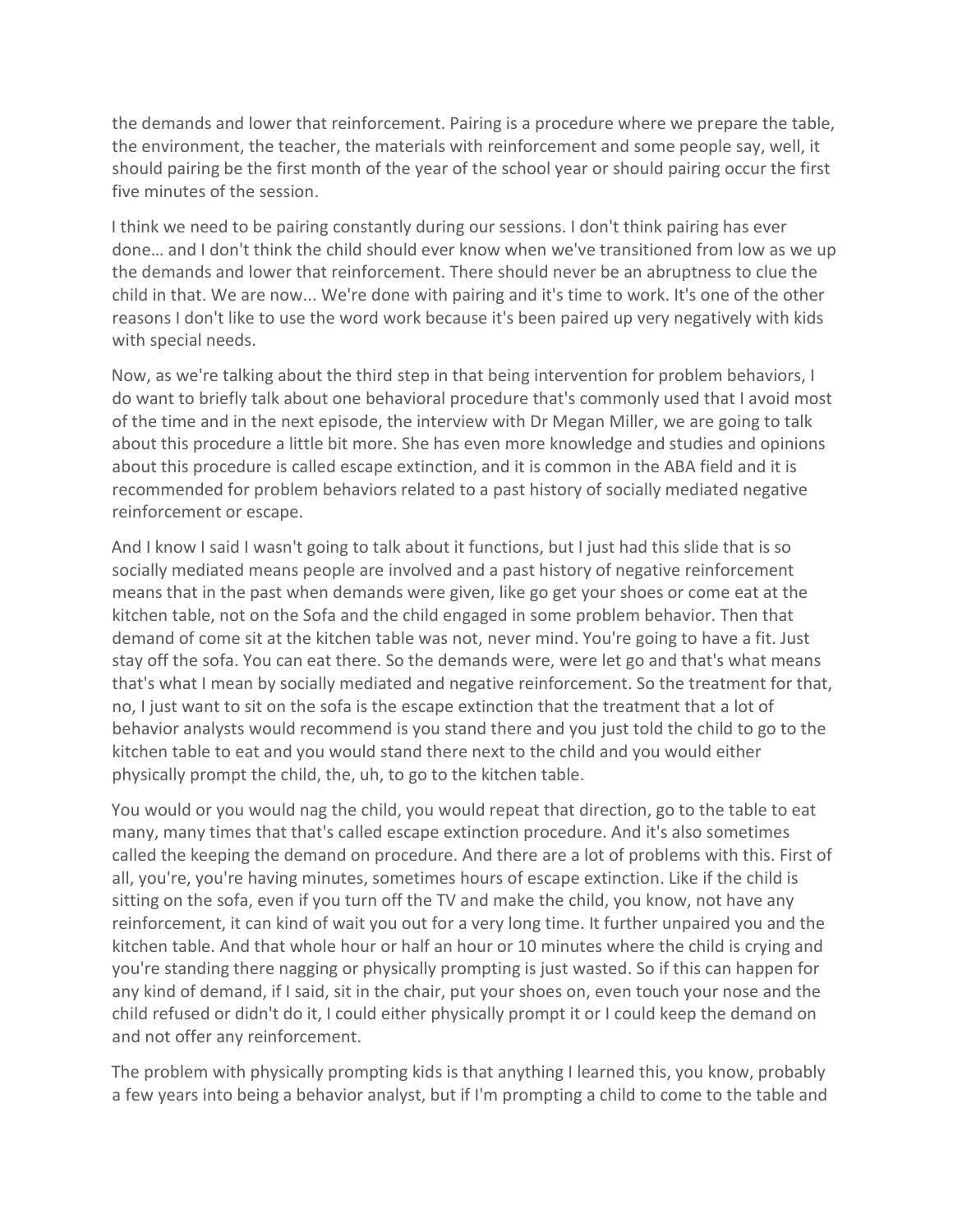the demands and lower that reinforcement. Pairing is a procedure where we prepare the table, the environment, the teacher, the materials with reinforcement and some people say, well, it should pairing be the first month of the year of the school year or should pairing occur the first five minutes of the session.

I think we need to be pairing constantly during our sessions. I don't think pairing has ever done… and I don't think the child should ever know when we've transitioned from low as we up the demands and lower that reinforcement. There should never be an abruptness to clue the child in that. We are now... We're done with pairing and it's time to work. It's one of the other reasons I don't like to use the word work because it's been paired up very negatively with kids with special needs.

Now, as we're talking about the third step in that being intervention for problem behaviors, I do want to briefly talk about one behavioral procedure that's commonly used that I avoid most of the time and in the next episode, the interview with Dr Megan Miller, we are going to talk about this procedure a little bit more. She has even more knowledge and studies and opinions about this procedure is called escape extinction, and it is common in the ABA field and it is recommended for problem behaviors related to a past history of socially mediated negative reinforcement or escape.

And I know I said I wasn't going to talk about it functions, but I just had this slide that is so socially mediated means people are involved and a past history of negative reinforcement means that in the past when demands were given, like go get your shoes or come eat at the kitchen table, not on the Sofa and the child engaged in some problem behavior. Then that demand of come sit at the kitchen table was not, never mind. You're going to have a fit. Just stay off the sofa. You can eat there. So the demands were, were let go and that's what means that's what I mean by socially mediated and negative reinforcement. So the treatment for that, no, I just want to sit on the sofa is the escape extinction that the treatment that a lot of behavior analysts would recommend is you stand there and you just told the child to go to the kitchen table to eat and you would stand there next to the child and you would either physically prompt the child, the, uh, to go to the kitchen table.

You would or you would nag the child, you would repeat that direction, go to the table to eat many, many times that that's called escape extinction procedure. And it's also sometimes called the keeping the demand on procedure. And there are a lot of problems with this. First of all, you're, you're having minutes, sometimes hours of escape extinction. Like if the child is sitting on the sofa, even if you turn off the TV and make the child, you know, not have any reinforcement, it can kind of wait you out for a very long time. It further unpaired you and the kitchen table. And that whole hour or half an hour or 10 minutes where the child is crying and you're standing there nagging or physically prompting is just wasted. So if this can happen for any kind of demand, if I said, sit in the chair, put your shoes on, even touch your nose and the child refused or didn't do it, I could either physically prompt it or I could keep the demand on and not offer any reinforcement.

The problem with physically prompting kids is that anything I learned this, you know, probably a few years into being a behavior analyst, but if I'm prompting a child to come to the table and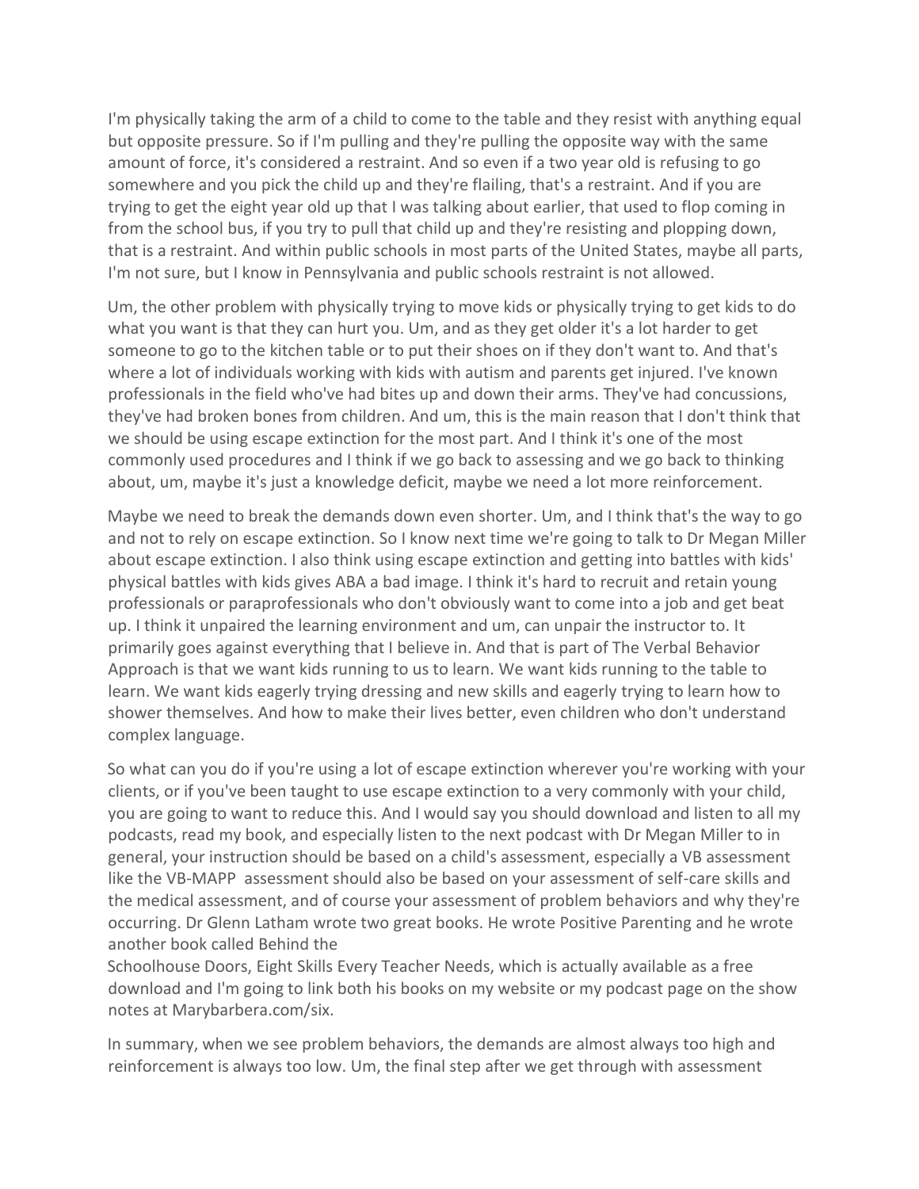I'm physically taking the arm of a child to come to the table and they resist with anything equal but opposite pressure. So if I'm pulling and they're pulling the opposite way with the same amount of force, it's considered a restraint. And so even if a two year old is refusing to go somewhere and you pick the child up and they're flailing, that's a restraint. And if you are trying to get the eight year old up that I was talking about earlier, that used to flop coming in from the school bus, if you try to pull that child up and they're resisting and plopping down, that is a restraint. And within public schools in most parts of the United States, maybe all parts, I'm not sure, but I know in Pennsylvania and public schools restraint is not allowed.

Um, the other problem with physically trying to move kids or physically trying to get kids to do what you want is that they can hurt you. Um, and as they get older it's a lot harder to get someone to go to the kitchen table or to put their shoes on if they don't want to. And that's where a lot of individuals working with kids with autism and parents get injured. I've known professionals in the field who've had bites up and down their arms. They've had concussions, they've had broken bones from children. And um, this is the main reason that I don't think that we should be using escape extinction for the most part. And I think it's one of the most commonly used procedures and I think if we go back to assessing and we go back to thinking about, um, maybe it's just a knowledge deficit, maybe we need a lot more reinforcement.

Maybe we need to break the demands down even shorter. Um, and I think that's the way to go and not to rely on escape extinction. So I know next time we're going to talk to Dr Megan Miller about escape extinction. I also think using escape extinction and getting into battles with kids' physical battles with kids gives ABA a bad image. I think it's hard to recruit and retain young professionals or paraprofessionals who don't obviously want to come into a job and get beat up. I think it unpaired the learning environment and um, can unpair the instructor to. It primarily goes against everything that I believe in. And that is part of The Verbal Behavior Approach is that we want kids running to us to learn. We want kids running to the table to learn. We want kids eagerly trying dressing and new skills and eagerly trying to learn how to shower themselves. And how to make their lives better, even children who don't understand complex language.

So what can you do if you're using a lot of escape extinction wherever you're working with your clients, or if you've been taught to use escape extinction to a very commonly with your child, you are going to want to reduce this. And I would say you should download and listen to all my podcasts, read my book, and especially listen to the next podcast with Dr Megan Miller to in general, your instruction should be based on a child's assessment, especially a VB assessment like the VB-MAPP assessment should also be based on your assessment of self-care skills and the medical assessment, and of course your assessment of problem behaviors and why they're occurring. Dr Glenn Latham wrote two great books. He wrote Positive Parenting and he wrote another book called Behind the Schoolhouse Doors, Eight Skills Every Teacher Needs, which is actually available as a free download and I'm going to link both his books on my website or my podcast page on the show notes at Marybarbera.com/six.

In summary, when we see problem behaviors, the demands are almost always too high and reinforcement is always too low. Um, the final step after we get through with assessment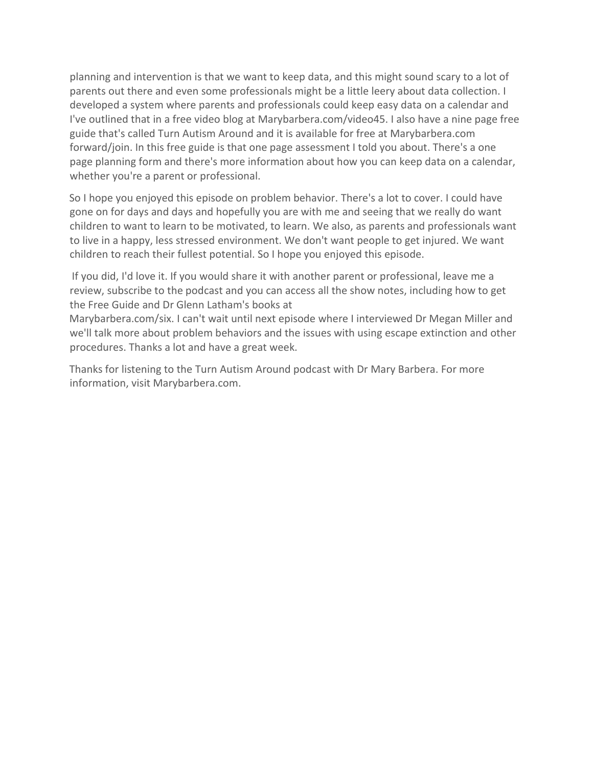planning and intervention is that we want to keep data, and this might sound scary to a lot of parents out there and even some professionals might be a little leery about data collection. I developed a system where parents and professionals could keep easy data on a calendar and I've outlined that in a free video blog at Marybarbera.com/video45. I also have a nine page free guide that's called Turn Autism Around and it is available for free at Marybarbera.com forward/join. In this free guide is that one page assessment I told you about. There's a one page planning form and there's more information about how you can keep data on a calendar, whether you're a parent or professional.

So I hope you enjoyed this episode on problem behavior. There's a lot to cover. I could have gone on for days and days and hopefully you are with me and seeing that we really do want children to want to learn to be motivated, to learn. We also, as parents and professionals want to live in a happy, less stressed environment. We don't want people to get injured. We want children to reach their fullest potential. So I hope you enjoyed this episode.

If you did, I'd love it. If you would share it with another parent or professional, leave me a review, subscribe to the podcast and you can access all the show notes, including how to get the Free Guide and Dr Glenn Latham's books at Marybarbera.com/six. I can't wait until next episode where I interviewed Dr Megan Miller and we'll talk more about problem behaviors and the issues with using escape extinction and other procedures. Thanks a lot and have a great week.

Thanks for listening to the Turn Autism Around podcast with Dr Mary Barbera. For more information, visit Marybarbera.com.